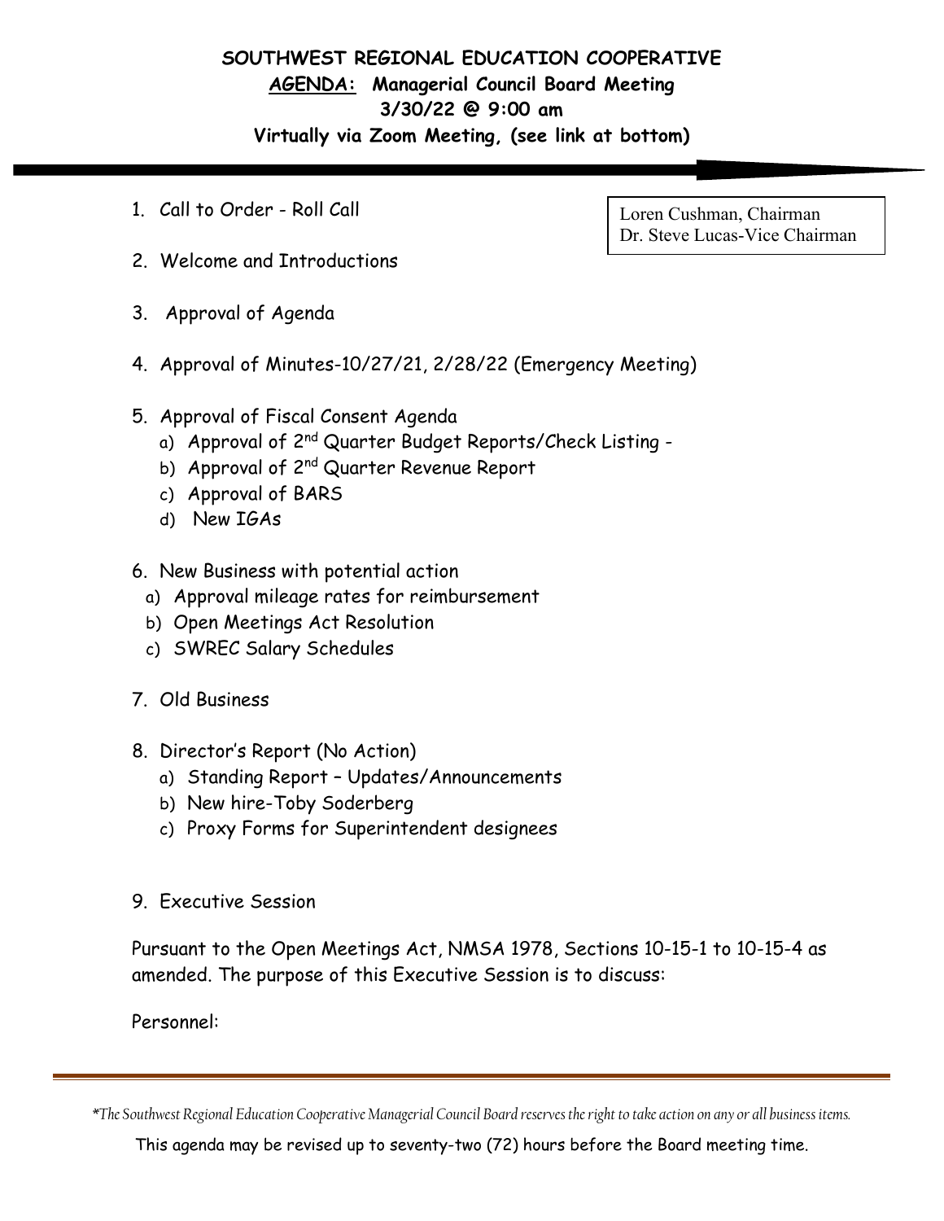**SOUTHWEST REGIONAL EDUCATION COOPERATIVE**

**AGENDA: Managerial Council Board Meeting**

**3/30/22 @ 9:00 am**

**Virtually via Zoom Meeting, (see link at bottom)**

Loren Cushman, Chairman
Dr. Steve Lucas-Vice Chairman

1. Call to Order - Roll Call
2. Welcome and Introductions
3. Approval of Agenda
4. Approval of Minutes-10/27/21, 2/28/22 (Emergency Meeting)
5. Approval of Fiscal Consent Agenda
   a) Approval of 2nd Quarter Budget Reports/Check Listing -
   b) Approval of 2nd Quarter Revenue Report
   c) Approval of BARS
   d) New IGAs
6. New Business with potential action
   a) Approval mileage rates for reimbursement
   b) Open Meetings Act Resolution
   c) SWREC Salary Schedules
7. Old Business
8. Director's Report (No Action)
   a) Standing Report – Updates/Announcements
   b) New hire-Toby Soderberg
   c) Proxy Forms for Superintendent designees
9. Executive Session

Pursuant to the Open Meetings Act, NMSA 1978, Sections 10-15-1 to 10-15-4 as amended. The purpose of this Executive Session is to discuss:

Personnel:

---

*\*The Southwest Regional Education Cooperative Managerial Council Board reserves the right to take action on any or all business items.*

This agenda may be revised up to seventy-two (72) hours before the Board meeting time.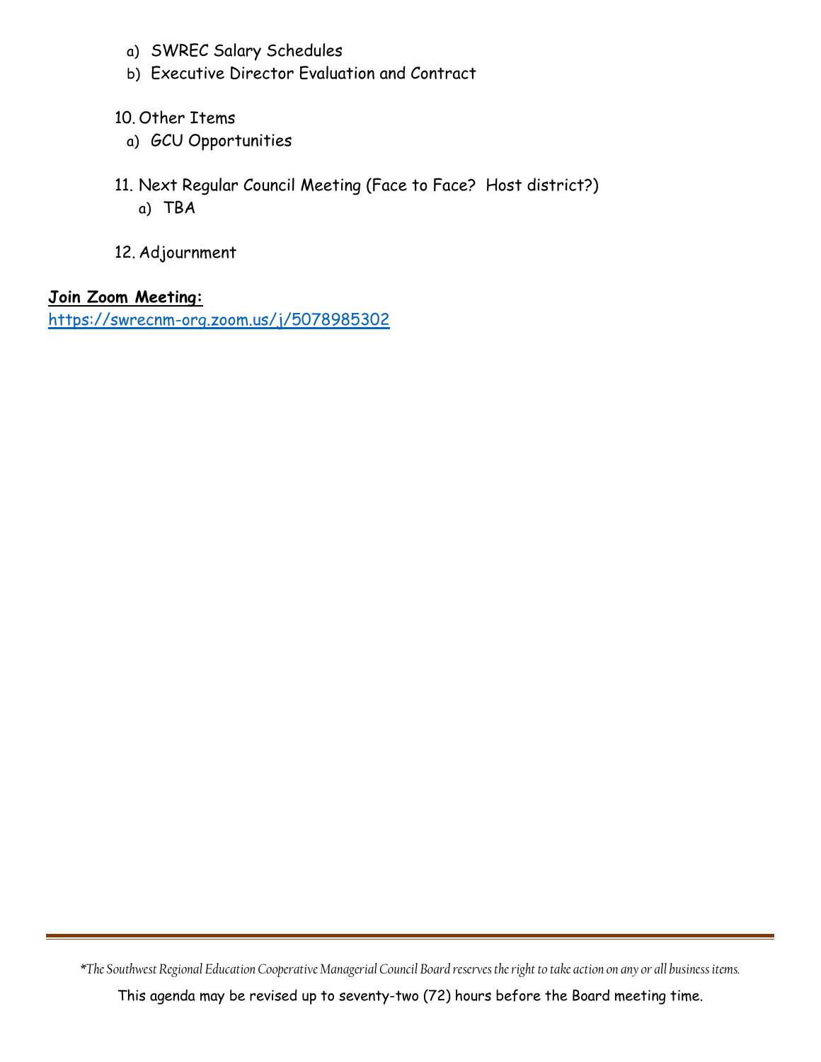a) SWREC Salary Schedules
b) Executive Director Evaluation and Contract

10. Other Items
    a) GCU Opportunities

11. Next Regular Council Meeting (Face to Face? Host district?)
    a) TBA

12. Adjournment

**Join Zoom Meeting:**
https://swrecnm-org.zoom.us/j/5078985302

---

*\*The Southwest Regional Education Cooperative Managerial Council Board reserves the right to take action on any or all business items.*

This agenda may be revised up to seventy-two (72) hours before the Board meeting time.